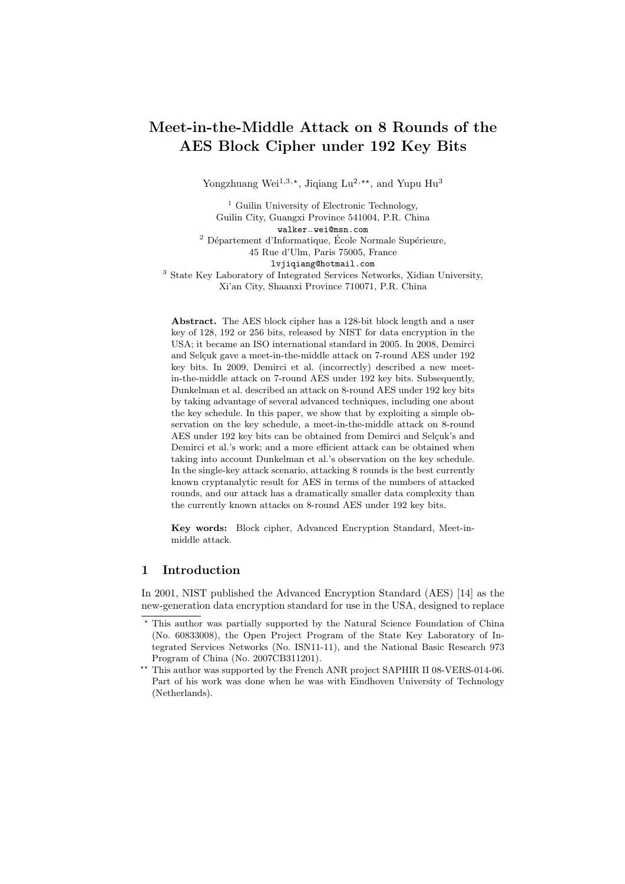# Meet-in-the-Middle Attack on 8 Rounds of the AES Block Cipher under 192 Key Bits

Yongzhuang Wei[1,3,⋆], Jiqiang Lu[2,⋆⋆], and Yupu Hu[3]

[1] Guilin University of Electronic Technology,
Guilin City, Guangxi Province 541004, P.R. China
walker_wei@msn.com

[2] Département d'Informatique, École Normale Supérieure,
45 Rue d'Ulm, Paris 75005, France
lvjiqiang@hotmail.com

[3] State Key Laboratory of Integrated Services Networks, Xidian University,
Xi'an City, Shaanxi Province 710071, P.R. China

**Abstract.** The AES block cipher has a 128-bit block length and a user key of 128, 192 or 256 bits, released by NIST for data encryption in the USA; it became an ISO international standard in 2005. In 2008, Demirci and Selçuk gave a meet-in-the-middle attack on 7-round AES under 192 key bits. In 2009, Demirci et al. (incorrectly) described a new meet-in-the-middle attack on 7-round AES under 192 key bits. Subsequently, Dunkelman et al. described an attack on 8-round AES under 192 key bits by taking advantage of several advanced techniques, including one about the key schedule. In this paper, we show that by exploiting a simple observation on the key schedule, a meet-in-the-middle attack on 8-round AES under 192 key bits can be obtained from Demirci and Selçuk's and Demirci et al.'s work; and a more efficient attack can be obtained when taking into account Dunkelman et al.'s observation on the key schedule. In the single-key attack scenario, attacking 8 rounds is the best currently known cryptanalytic result for AES in terms of the numbers of attacked rounds, and our attack has a dramatically smaller data complexity than the currently known attacks on 8-round AES under 192 key bits.

**Key words:** Block cipher, Advanced Encryption Standard, Meet-in-middle attack.

## 1 Introduction

In 2001, NIST published the Advanced Encryption Standard (AES) [14] as the new-generation data encryption standard for use in the USA, designed to replace

⋆ This author was partially supported by the Natural Science Foundation of China (No. 60833008), the Open Project Program of the State Key Laboratory of Integrated Services Networks (No. ISN11-11), and the National Basic Research 973 Program of China (No. 2007CB311201).

⋆⋆ This author was supported by the French ANR project SAPHIR II 08-VERS-014-06. Part of his work was done when he was with Eindhoven University of Technology (Netherlands).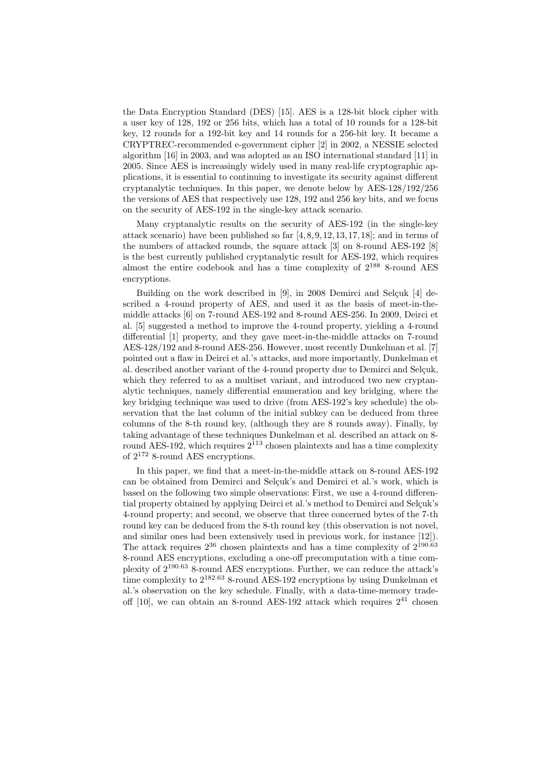the Data Encryption Standard (DES) [15]. AES is a 128-bit block cipher with a user key of 128, 192 or 256 bits, which has a total of 10 rounds for a 128-bit key, 12 rounds for a 192-bit key and 14 rounds for a 256-bit key. It became a CRYPTREC-recommended e-government cipher [2] in 2002, a NESSIE selected algorithm [16] in 2003, and was adopted as an ISO international standard [11] in 2005. Since AES is increasingly widely used in many real-life cryptographic applications, it is essential to continuing to investigate its security against different cryptanalytic techniques. In this paper, we denote below by AES-128/192/256 the versions of AES that respectively use 128, 192 and 256 key bits, and we focus on the security of AES-192 in the single-key attack scenario.

Many cryptanalytic results on the security of AES-192 (in the single-key attack scenario) have been published so far [4, 8, 9, 12, 13, 17, 18]; and in terms of the numbers of attacked rounds, the square attack [3] on 8-round AES-192 [8] is the best currently published cryptanalytic result for AES-192, which requires almost the entire codebook and has a time complexity of $2^{188}$ 8-round AES encryptions.

Building on the work described in [9], in 2008 Demirci and Selçuk [4] described a 4-round property of AES, and used it as the basis of meet-in-the-middle attacks [6] on 7-round AES-192 and 8-round AES-256. In 2009, Deirci et al. [5] suggested a method to improve the 4-round property, yielding a 4-round differential [1] property, and they gave meet-in-the-middle attacks on 7-round AES-128/192 and 8-round AES-256. However, most recently Dunkelman et al. [7] pointed out a flaw in Deirci et al.'s attacks, and more importantly, Dunkelman et al. described another variant of the 4-round property due to Demirci and Selçuk, which they referred to as a multiset variant, and introduced two new cryptanalytic techniques, namely differential enumeration and key bridging, where the key bridging technique was used to drive (from AES-192's key schedule) the observation that the last column of the initial subkey can be deduced from three columns of the 8-th round key, (although they are 8 rounds away). Finally, by taking advantage of these techniques Dunkelman et al. described an attack on 8-round AES-192, which requires $2^{113}$ chosen plaintexts and has a time complexity of $2^{172}$ 8-round AES encryptions.

In this paper, we find that a meet-in-the-middle attack on 8-round AES-192 can be obtained from Demirci and Selçuk's and Demirci et al.'s work, which is based on the following two simple observations: First, we use a 4-round differential property obtained by applying Deirci et al.'s method to Demirci and Selçuk's 4-round property; and second, we observe that three concerned bytes of the 7-th round key can be deduced from the 8-th round key (this observation is not novel, and similar ones had been extensively used in previous work, for instance [12]). The attack requires $2^{36}$ chosen plaintexts and has a time complexity of $2^{190.63}$ 8-round AES encryptions, excluding a one-off precomputation with a time complexity of $2^{190.63}$ 8-round AES encryptions. Further, we can reduce the attack's time complexity to $2^{182.63}$ 8-round AES-192 encryptions by using Dunkelman et al.'s observation on the key schedule. Finally, with a data-time-memory tradeoff [10], we can obtain an 8-round AES-192 attack which requires $2^{41}$ chosen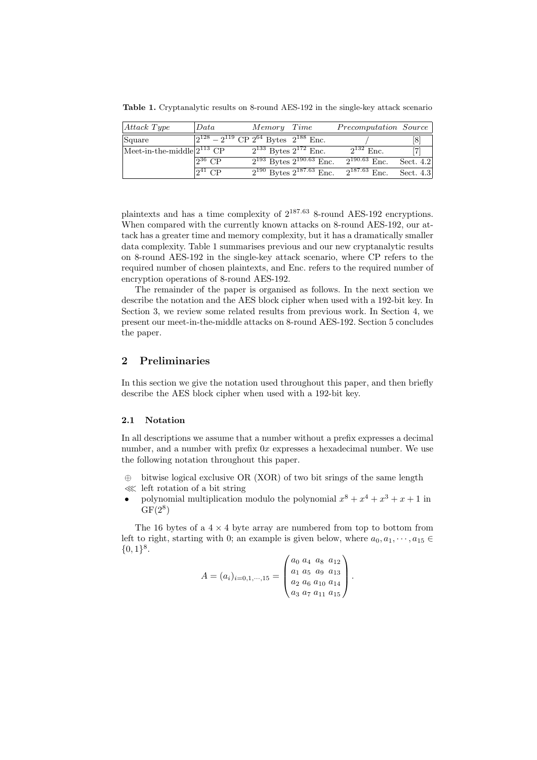**Table 1.** Cryptanalytic results on 8-round AES-192 in the single-key attack scenario

| *Attack Type* | *Data* | *Memory* | *Time* | *Precomputation* | *Source* |
|---|---|---|---|---|---|
| Square | $2^{128}-2^{119}$ CP | $2^{64}$ Bytes | $2^{188}$ Enc. | / | [8] |
| Meet-in-the-middle | $2^{113}$ CP | $2^{133}$ Bytes | $2^{172}$ Enc. | $2^{132}$ Enc. | [7] |
| | $2^{36}$ CP | $2^{193}$ Bytes | $2^{190.63}$ Enc. | $2^{190.63}$ Enc. | Sect. 4.2 |
| | $2^{41}$ CP | $2^{190}$ Bytes | $2^{187.63}$ Enc. | $2^{187.63}$ Enc. | Sect. 4.3 |

plaintexts and has a time complexity of $2^{187.63}$ 8-round AES-192 encryptions. When compared with the currently known attacks on 8-round AES-192, our attack has a greater time and memory complexity, but it has a dramatically smaller data complexity. Table 1 summarises previous and our new cryptanalytic results on 8-round AES-192 in the single-key attack scenario, where CP refers to the required number of chosen plaintexts, and Enc. refers to the required number of encryption operations of 8-round AES-192.

The remainder of the paper is organised as follows. In the next section we describe the notation and the AES block cipher when used with a 192-bit key. In Section 3, we review some related results from previous work. In Section 4, we present our meet-in-the-middle attacks on 8-round AES-192. Section 5 concludes the paper.

## 2 Preliminaries

In this section we give the notation used throughout this paper, and then briefly describe the AES block cipher when used with a 192-bit key.

### 2.1 Notation

In all descriptions we assume that a number without a prefix expresses a decimal number, and a number with prefix 0*x* expresses a hexadecimal number. We use the following notation throughout this paper.

- $\oplus$ bitwise logical exclusive OR (XOR) of two bit srings of the same length
- $\lll$ left rotation of a bit string
- $\bullet$ polynomial multiplication modulo the polynomial $x^8+x^4+x^3+x+1$ in $\mathrm{GF}(2^8)$

The 16 bytes of a $4\times 4$ byte array are numbered from top to bottom from left to right, starting with 0; an example is given below, where $a_0, a_1, \cdots, a_{15} \in \{0,1\}^8$.

$$A = (a_i)_{i=0,1,\cdots,15} = \begin{pmatrix} a_0 & a_4 & a_8 & a_{12} \\ a_1 & a_5 & a_9 & a_{13} \\ a_2 & a_6 & a_{10} & a_{14} \\ a_3 & a_7 & a_{11} & a_{15} \end{pmatrix}.$$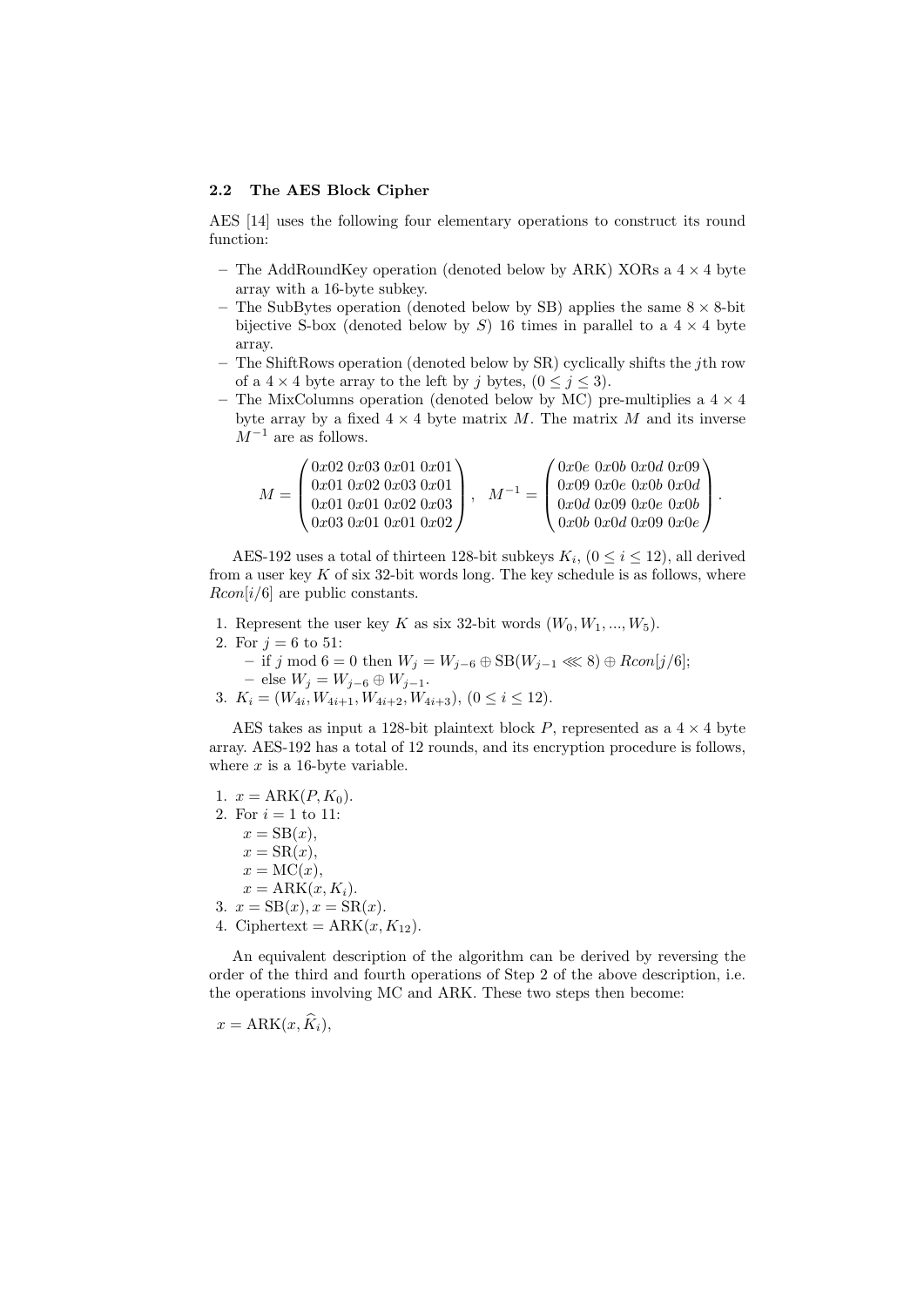### 2.2 The AES Block Cipher

AES [14] uses the following four elementary operations to construct its round function:

- The AddRoundKey operation (denoted below by ARK) XORs a $4 \times 4$ byte array with a 16-byte subkey.
- The SubBytes operation (denoted below by SB) applies the same $8 \times 8$-bit bijective S-box (denoted below by $S$) 16 times in parallel to a $4 \times 4$ byte array.
- The ShiftRows operation (denoted below by SR) cyclically shifts the $j$th row of a $4 \times 4$ byte array to the left by $j$ bytes, $(0 \le j \le 3)$.
- The MixColumns operation (denoted below by MC) pre-multiplies a $4 \times 4$ byte array by a fixed $4 \times 4$ byte matrix $M$. The matrix $M$ and its inverse $M^{-1}$ are as follows.

$$M = \begin{pmatrix} 0x02 & 0x03 & 0x01 & 0x01 \\ 0x01 & 0x02 & 0x03 & 0x01 \\ 0x01 & 0x01 & 0x02 & 0x03 \\ 0x03 & 0x01 & 0x01 & 0x02 \end{pmatrix}, \quad M^{-1} = \begin{pmatrix} 0x0e & 0x0b & 0x0d & 0x09 \\ 0x09 & 0x0e & 0x0b & 0x0d \\ 0x0d & 0x09 & 0x0e & 0x0b \\ 0x0b & 0x0d & 0x09 & 0x0e \end{pmatrix}.$$

AES-192 uses a total of thirteen 128-bit subkeys $K_i$, $(0 \le i \le 12)$, all derived from a user key $K$ of six 32-bit words long. The key schedule is as follows, where $Rcon[i/6]$ are public constants.

1. Represent the user key $K$ as six 32-bit words $(W_0, W_1, ..., W_5)$.
2. For $j = 6$ to 51:
   - if $j \bmod 6 = 0$ then $W_j = W_{j-6} \oplus \mathrm{SB}(W_{j-1} \lll 8) \oplus Rcon[j/6]$;
   - else $W_j = W_{j-6} \oplus W_{j-1}$.
3. $K_i = (W_{4i}, W_{4i+1}, W_{4i+2}, W_{4i+3})$, $(0 \le i \le 12)$.

AES takes as input a 128-bit plaintext block $P$, represented as a $4 \times 4$ byte array. AES-192 has a total of 12 rounds, and its encryption procedure is follows, where $x$ is a 16-byte variable.

1. $x = \mathrm{ARK}(P, K_0)$.
2. For $i = 1$ to 11:
   $x = \mathrm{SB}(x)$,
   $x = \mathrm{SR}(x)$,
   $x = \mathrm{MC}(x)$,
   $x = \mathrm{ARK}(x, K_i)$.
3. $x = \mathrm{SB}(x)$, $x = \mathrm{SR}(x)$.
4. Ciphertext $= \mathrm{ARK}(x, K_{12})$.

An equivalent description of the algorithm can be derived by reversing the order of the third and fourth operations of Step 2 of the above description, i.e. the operations involving MC and ARK. These two steps then become:

$x = \mathrm{ARK}(x, \widehat{K}_i)$,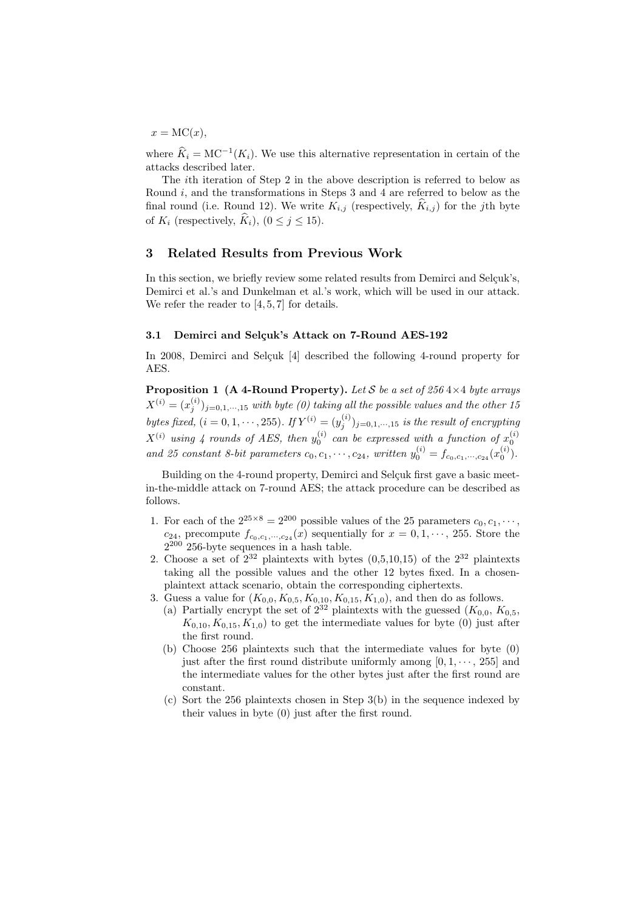$x = \mathrm{MC}(x)$,

where $\widehat{K}_i = \mathrm{MC}^{-1}(K_i)$. We use this alternative representation in certain of the attacks described later.

The $i$th iteration of Step 2 in the above description is referred to below as Round $i$, and the transformations in Steps 3 and 4 are referred to below as the final round (i.e. Round 12). We write $K_{i,j}$ (respectively, $\widehat{K}_{i,j}$) for the $j$th byte of $K_i$ (respectively, $\widehat{K}_i$), $(0 \leq j \leq 15)$.

## 3 Related Results from Previous Work

In this section, we briefly review some related results from Demirci and Selçuk's, Demirci et al.'s and Dunkelman et al.'s work, which will be used in our attack. We refer the reader to [4, 5, 7] for details.

### 3.1 Demirci and Selçuk's Attack on 7-Round AES-192

In 2008, Demirci and Selçuk [4] described the following 4-round property for AES.

**Proposition 1 (A 4-Round Property).** *Let $\mathcal{S}$ be a set of 256 $4\times4$ byte arrays $X^{(i)} = (x_j^{(i)})_{j=0,1,\cdots,15}$ with byte (0) taking all the possible values and the other 15 bytes fixed, $(i = 0, 1, \cdots, 255)$. If $Y^{(i)} = (y_j^{(i)})_{j=0,1,\cdots,15}$ is the result of encrypting $X^{(i)}$ using 4 rounds of AES, then $y_0^{(i)}$ can be expressed with a function of $x_0^{(i)}$ and 25 constant 8-bit parameters $c_0, c_1, \cdots, c_{24}$, written $y_0^{(i)} = f_{c_0,c_1,\cdots,c_{24}}(x_0^{(i)})$.*

Building on the 4-round property, Demirci and Selçuk first gave a basic meet-in-the-middle attack on 7-round AES; the attack procedure can be described as follows.

1. For each of the $2^{25\times8} = 2^{200}$ possible values of the 25 parameters $c_0, c_1, \cdots, c_{24}$, precompute $f_{c_0,c_1,\cdots,c_{24}}(x)$ sequentially for $x = 0, 1, \cdots, 255$. Store the $2^{200}$ 256-byte sequences in a hash table.
2. Choose a set of $2^{32}$ plaintexts with bytes (0,5,10,15) of the $2^{32}$ plaintexts taking all the possible values and the other 12 bytes fixed. In a chosen-plaintext attack scenario, obtain the corresponding ciphertexts.
3. Guess a value for $(K_{0,0}, K_{0,5}, K_{0,10}, K_{0,15}, K_{1,0})$, and then do as follows.
   (a) Partially encrypt the set of $2^{32}$ plaintexts with the guessed $(K_{0,0}, K_{0,5}, K_{0,10}, K_{0,15}, K_{1,0})$ to get the intermediate values for byte (0) just after the first round.
   (b) Choose 256 plaintexts such that the intermediate values for byte (0) just after the first round distribute uniformly among $[0, 1, \cdots, 255]$ and the intermediate values for the other bytes just after the first round are constant.
   (c) Sort the 256 plaintexts chosen in Step 3(b) in the sequence indexed by their values in byte (0) just after the first round.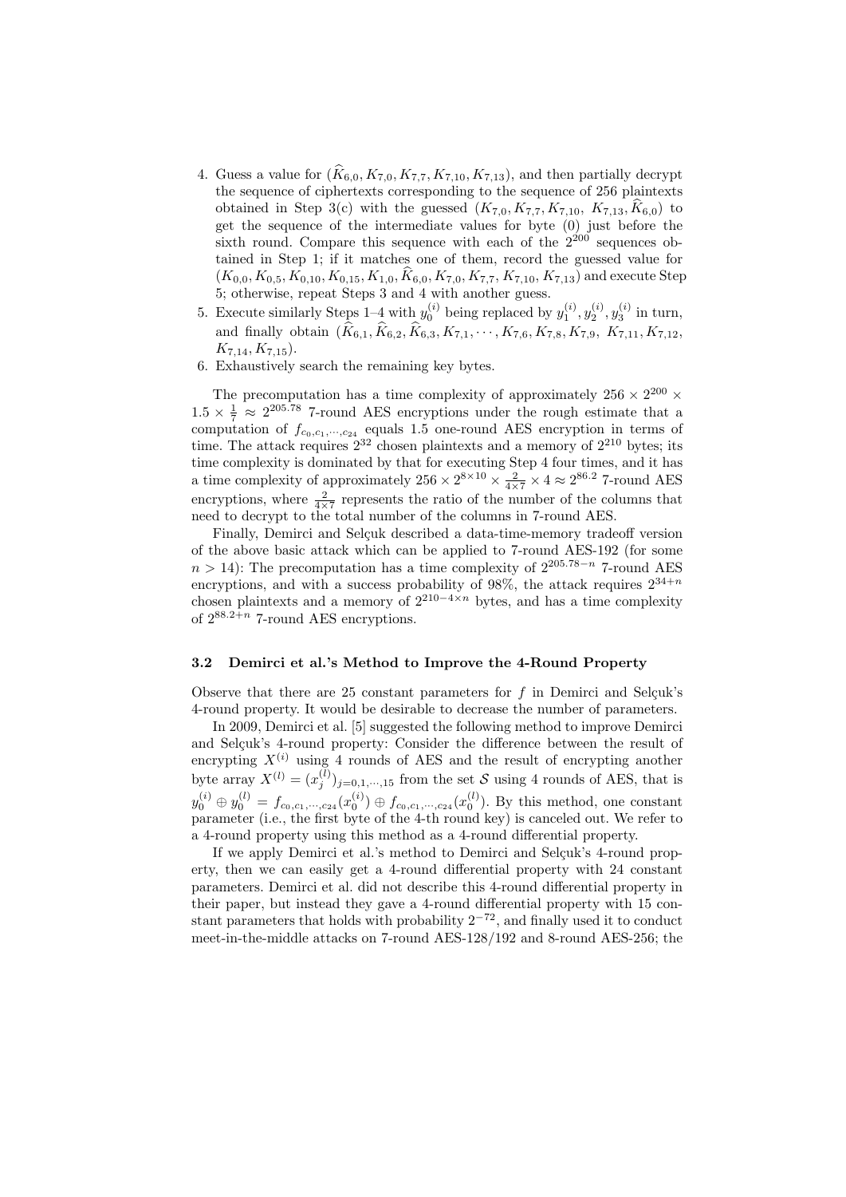4. Guess a value for $(\widehat{K}_{6,0}, K_{7,0}, K_{7,7}, K_{7,10}, K_{7,13})$, and then partially decrypt the sequence of ciphertexts corresponding to the sequence of 256 plaintexts obtained in Step 3(c) with the guessed $(K_{7,0}, K_{7,7}, K_{7,10}, K_{7,13}, \widehat{K}_{6,0})$ to get the sequence of the intermediate values for byte (0) just before the sixth round. Compare this sequence with each of the $2^{200}$ sequences obtained in Step 1; if it matches one of them, record the guessed value for $(K_{0,0}, K_{0,5}, K_{0,10}, K_{0,15}, K_{1,0}, \widehat{K}_{6,0}, K_{7,0}, K_{7,7}, K_{7,10}, K_{7,13})$ and execute Step 5; otherwise, repeat Steps 3 and 4 with another guess.
5. Execute similarly Steps 1–4 with $y_0^{(i)}$ being replaced by $y_1^{(i)}, y_2^{(i)}, y_3^{(i)}$ in turn, and finally obtain $(\widehat{K}_{6,1}, \widehat{K}_{6,2}, \widehat{K}_{6,3}, K_{7,1}, \cdots, K_{7,6}, K_{7,8}, K_{7,9}, K_{7,11}, K_{7,12}, K_{7,14}, K_{7,15})$.
6. Exhaustively search the remaining key bytes.

The precomputation has a time complexity of approximately $256 \times 2^{200} \times 1.5 \times \frac{1}{7} \approx 2^{205.78}$ 7-round AES encryptions under the rough estimate that a computation of $f_{c_0,c_1,\cdots,c_{24}}$ equals 1.5 one-round AES encryption in terms of time. The attack requires $2^{32}$ chosen plaintexts and a memory of $2^{210}$ bytes; its time complexity is dominated by that for executing Step 4 four times, and it has a time complexity of approximately $256 \times 2^{8\times 10} \times \frac{2}{4\times 7} \times 4 \approx 2^{86.2}$ 7-round AES encryptions, where $\frac{2}{4\times 7}$ represents the ratio of the number of the columns that need to decrypt to the total number of the columns in 7-round AES.

Finally, Demirci and Selçuk described a data-time-memory tradeoff version of the above basic attack which can be applied to 7-round AES-192 (for some $n > 14$): The precomputation has a time complexity of $2^{205.78-n}$ 7-round AES encryptions, and with a success probability of 98%, the attack requires $2^{34+n}$ chosen plaintexts and a memory of $2^{210-4\times n}$ bytes, and has a time complexity of $2^{88.2+n}$ 7-round AES encryptions.

### 3.2 Demirci et al.'s Method to Improve the 4-Round Property

Observe that there are 25 constant parameters for $f$ in Demirci and Selçuk's 4-round property. It would be desirable to decrease the number of parameters.

In 2009, Demirci et al. [5] suggested the following method to improve Demirci and Selçuk's 4-round property: Consider the difference between the result of encrypting $X^{(i)}$ using 4 rounds of AES and the result of encrypting another byte array $X^{(l)} = (x_j^{(l)})_{j=0,1,\cdots,15}$ from the set $\mathcal{S}$ using 4 rounds of AES, that is $y_0^{(i)} \oplus y_0^{(l)} = f_{c_0,c_1,\cdots,c_{24}}(x_0^{(i)}) \oplus f_{c_0,c_1,\cdots,c_{24}}(x_0^{(l)})$. By this method, one constant parameter (i.e., the first byte of the 4-th round key) is canceled out. We refer to a 4-round property using this method as a 4-round differential property.

If we apply Demirci et al.'s method to Demirci and Selçuk's 4-round property, then we can easily get a 4-round differential property with 24 constant parameters. Demirci et al. did not describe this 4-round differential property in their paper, but instead they gave a 4-round differential property with 15 constant parameters that holds with probability $2^{-72}$, and finally used it to conduct meet-in-the-middle attacks on 7-round AES-128/192 and 8-round AES-256; the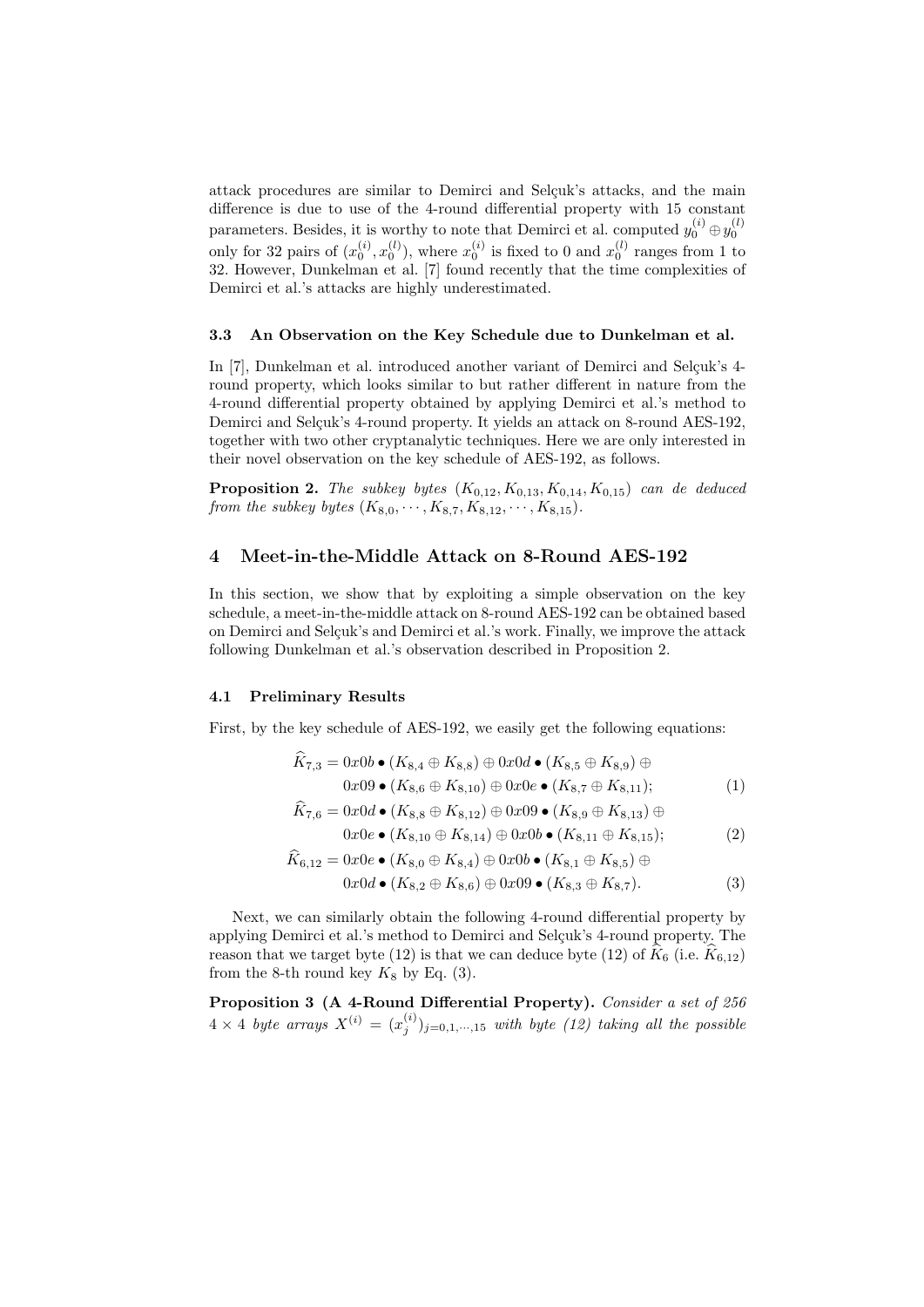attack procedures are similar to Demirci and Selçuk's attacks, and the main difference is due to use of the 4-round differential property with 15 constant parameters. Besides, it is worthy to note that Demirci et al. computed $y_0^{(i)} \oplus y_0^{(l)}$ only for 32 pairs of $(x_0^{(i)}, x_0^{(l)})$, where $x_0^{(i)}$ is fixed to 0 and $x_0^{(l)}$ ranges from 1 to 32. However, Dunkelman et al. [7] found recently that the time complexities of Demirci et al.'s attacks are highly underestimated.

### 3.3 An Observation on the Key Schedule due to Dunkelman et al.

In [7], Dunkelman et al. introduced another variant of Demirci and Selçuk's 4-round property, which looks similar to but rather different in nature from the 4-round differential property obtained by applying Demirci et al.'s method to Demirci and Selçuk's 4-round property. It yields an attack on 8-round AES-192, together with two other cryptanalytic techniques. Here we are only interested in their novel observation on the key schedule of AES-192, as follows.

**Proposition 2.** *The subkey bytes $(K_{0,12}, K_{0,13}, K_{0,14}, K_{0,15})$ can de deduced from the subkey bytes $(K_{8,0}, \cdots, K_{8,7}, K_{8,12}, \cdots, K_{8,15})$.*

## 4 Meet-in-the-Middle Attack on 8-Round AES-192

In this section, we show that by exploiting a simple observation on the key schedule, a meet-in-the-middle attack on 8-round AES-192 can be obtained based on Demirci and Selçuk's and Demirci et al.'s work. Finally, we improve the attack following Dunkelman et al.'s observation described in Proposition 2.

### 4.1 Preliminary Results

First, by the key schedule of AES-192, we easily get the following equations:

$$\widehat{K}_{7,3} = 0x0b \bullet (K_{8,4} \oplus K_{8,8}) \oplus 0x0d \bullet (K_{8,5} \oplus K_{8,9}) \oplus 0x09 \bullet (K_{8,6} \oplus K_{8,10}) \oplus 0x0e \bullet (K_{8,7} \oplus K_{8,11}); \quad (1)$$

$$\widehat{K}_{7,6} = 0x0d \bullet (K_{8,8} \oplus K_{8,12}) \oplus 0x09 \bullet (K_{8,9} \oplus K_{8,13}) \oplus 0x0e \bullet (K_{8,10} \oplus K_{8,14}) \oplus 0x0b \bullet (K_{8,11} \oplus K_{8,15}); \quad (2)$$

$$\widehat{K}_{6,12} = 0x0e \bullet (K_{8,0} \oplus K_{8,4}) \oplus 0x0b \bullet (K_{8,1} \oplus K_{8,5}) \oplus 0x0d \bullet (K_{8,2} \oplus K_{8,6}) \oplus 0x09 \bullet (K_{8,3} \oplus K_{8,7}). \quad (3)$$

Next, we can similarly obtain the following 4-round differential property by applying Demirci et al.'s method to Demirci and Selçuk's 4-round property. The reason that we target byte (12) is that we can deduce byte (12) of $\widehat{K}_6$ (i.e. $\widehat{K}_{6,12}$) from the 8-th round key $K_8$ by Eq. (3).

**Proposition 3 (A 4-Round Differential Property).** *Consider a set of 256 $4 \times 4$ byte arrays $X^{(i)} = (x_j^{(i)})_{j=0,1,\cdots,15}$ with byte (12) taking all the possible*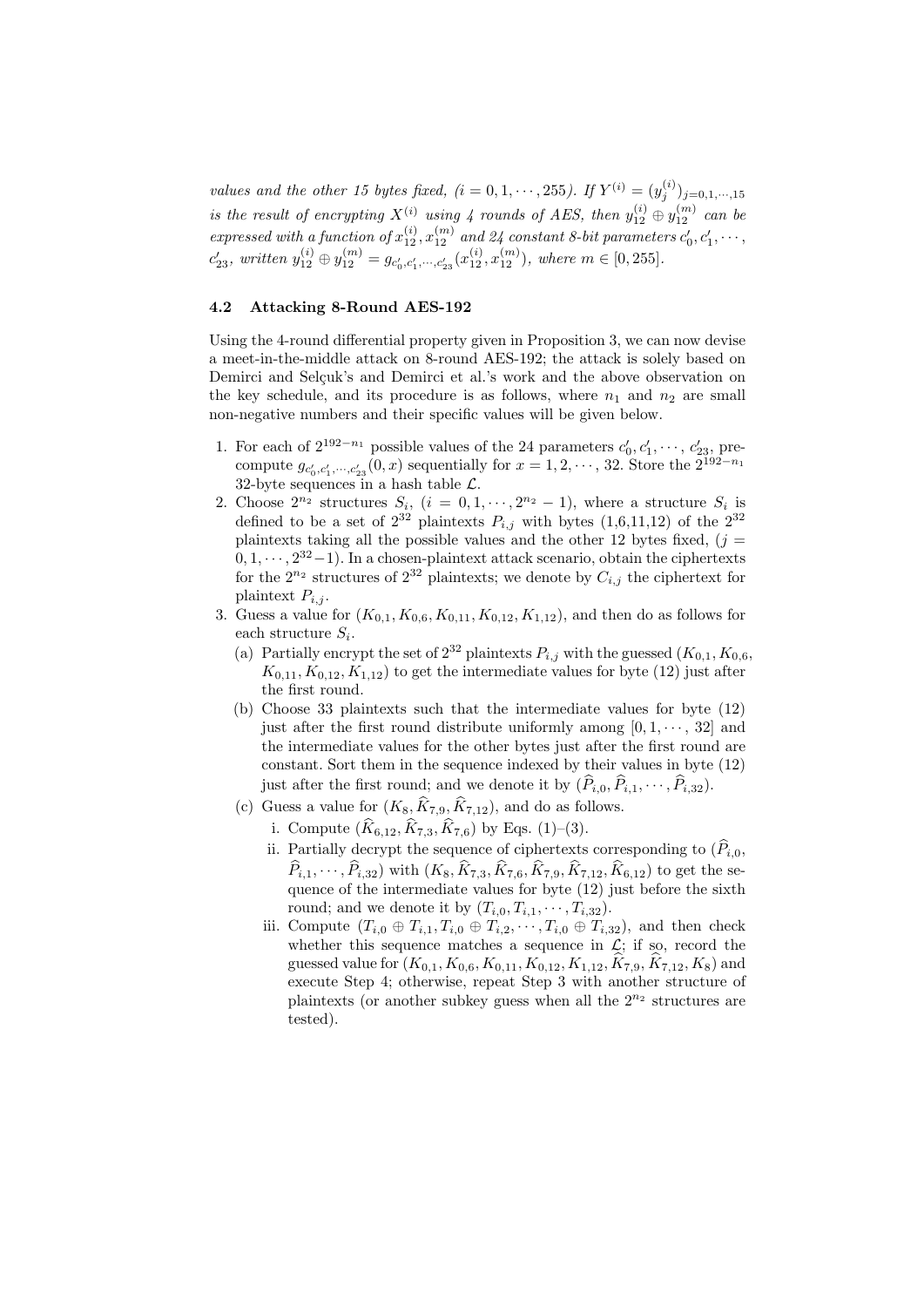*values and the other 15 bytes fixed,* $(i = 0, 1, \cdots, 255)$*. If* $Y^{(i)} = (y_j^{(i)})_{j=0,1,\cdots,15}$ *is the result of encrypting* $X^{(i)}$ *using 4 rounds of AES, then* $y_{12}^{(i)} \oplus y_{12}^{(m)}$ *can be expressed with a function of* $x_{12}^{(i)}, x_{12}^{(m)}$ *and 24 constant 8-bit parameters* $c'_0, c'_1, \cdots, c'_{23}$*, written* $y_{12}^{(i)} \oplus y_{12}^{(m)} = g_{c'_0, c'_1, \cdots, c'_{23}}(x_{12}^{(i)}, x_{12}^{(m)})$*, where* $m \in [0, 255]$*.*

### 4.2 Attacking 8-Round AES-192

Using the 4-round differential property given in Proposition 3, we can now devise a meet-in-the-middle attack on 8-round AES-192; the attack is solely based on Demirci and Selçuk's and Demirci et al.'s work and the above observation on the key schedule, and its procedure is as follows, where $n_1$ and $n_2$ are small non-negative numbers and their specific values will be given below.

1. For each of $2^{192-n_1}$ possible values of the 24 parameters $c'_0, c'_1, \cdots, c'_{23}$, precompute $g_{c'_0, c'_1, \cdots, c'_{23}}(0, x)$ sequentially for $x = 1, 2, \cdots, 32$. Store the $2^{192-n_1}$ 32-byte sequences in a hash table $\mathcal{L}$.
2. Choose $2^{n_2}$ structures $S_i$, $(i = 0, 1, \cdots, 2^{n_2} - 1)$, where a structure $S_i$ is defined to be a set of $2^{32}$ plaintexts $P_{i,j}$ with bytes (1,6,11,12) of the $2^{32}$ plaintexts taking all the possible values and the other 12 bytes fixed, $(j = 0, 1, \cdots, 2^{32}-1)$. In a chosen-plaintext attack scenario, obtain the ciphertexts for the $2^{n_2}$ structures of $2^{32}$ plaintexts; we denote by $C_{i,j}$ the ciphertext for plaintext $P_{i,j}$.
3. Guess a value for $(K_{0,1}, K_{0,6}, K_{0,11}, K_{0,12}, K_{1,12})$, and then do as follows for each structure $S_i$.
   (a) Partially encrypt the set of $2^{32}$ plaintexts $P_{i,j}$ with the guessed $(K_{0,1}, K_{0,6}, K_{0,11}, K_{0,12}, K_{1,12})$ to get the intermediate values for byte (12) just after the first round.
   (b) Choose 33 plaintexts such that the intermediate values for byte (12) just after the first round distribute uniformly among $[0, 1, \cdots, 32]$ and the intermediate values for the other bytes just after the first round are constant. Sort them in the sequence indexed by their values in byte (12) just after the first round; and we denote it by $(\widehat{P}_{i,0}, \widehat{P}_{i,1}, \cdots, \widehat{P}_{i,32})$.
   (c) Guess a value for $(K_8, \widehat{K}_{7,9}, \widehat{K}_{7,12})$, and do as follows.
      i. Compute $(\widehat{K}_{6,12}, \widehat{K}_{7,3}, \widehat{K}_{7,6})$ by Eqs. (1)–(3).
      ii. Partially decrypt the sequence of ciphertexts corresponding to $(\widehat{P}_{i,0}, \widehat{P}_{i,1}, \cdots, \widehat{P}_{i,32})$ with $(K_8, \widehat{K}_{7,3}, \widehat{K}_{7,6}, \widehat{K}_{7,9}, \widehat{K}_{7,12}, \widehat{K}_{6,12})$ to get the sequence of the intermediate values for byte (12) just before the sixth round; and we denote it by $(T_{i,0}, T_{i,1}, \cdots, T_{i,32})$.
      iii. Compute $(T_{i,0} \oplus T_{i,1}, T_{i,0} \oplus T_{i,2}, \cdots, T_{i,0} \oplus T_{i,32})$, and then check whether this sequence matches a sequence in $\mathcal{L}$; if so, record the guessed value for $(K_{0,1}, K_{0,6}, K_{0,11}, K_{0,12}, K_{1,12}, \widehat{K}_{7,9}, \widehat{K}_{7,12}, K_8)$ and execute Step 4; otherwise, repeat Step 3 with another structure of plaintexts (or another subkey guess when all the $2^{n_2}$ structures are tested).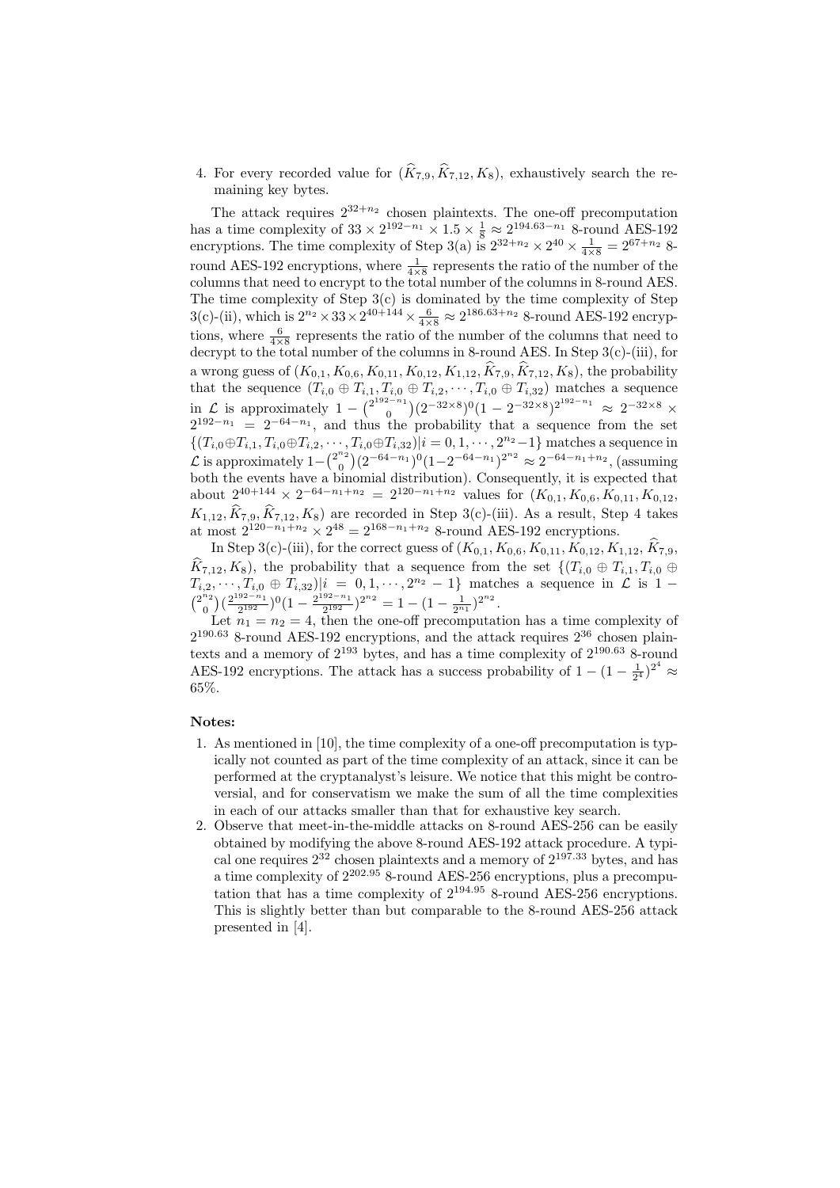4. For every recorded value for $(\widehat{K}_{7,9}, \widehat{K}_{7,12}, K_8)$, exhaustively search the remaining key bytes.

The attack requires $2^{32+n_2}$ chosen plaintexts. The one-off precomputation has a time complexity of $33 \times 2^{192-n_1} \times 1.5 \times \frac{1}{8} \approx 2^{194.63-n_1}$ 8-round AES-192 encryptions. The time complexity of Step 3(a) is $2^{32+n_2} \times 2^{40} \times \frac{1}{4\times 8} = 2^{67+n_2}$ 8-round AES-192 encryptions, where $\frac{1}{4\times 8}$ represents the ratio of the number of the columns that need to encrypt to the total number of the columns in 8-round AES. The time complexity of Step 3(c) is dominated by the time complexity of Step 3(c)-(ii), which is $2^{n_2} \times 33 \times 2^{40+144} \times \frac{6}{4\times 8} \approx 2^{186.63+n_2}$ 8-round AES-192 encryptions, where $\frac{6}{4\times 8}$ represents the ratio of the number of the columns that need to decrypt to the total number of the columns in 8-round AES. In Step 3(c)-(iii), for a wrong guess of $(K_{0,1}, K_{0,6}, K_{0,11}, K_{0,12}, K_{1,12}, \widehat{K}_{7,9}, \widehat{K}_{7,12}, K_8)$, the probability that the sequence $(T_{i,0} \oplus T_{i,1}, T_{i,0} \oplus T_{i,2}, \cdots, T_{i,0} \oplus T_{i,32})$ matches a sequence in $\mathcal{L}$ is approximately $1 - \binom{2^{192-n_1}}{0}(2^{-32\times 8})^0(1-2^{-32\times 8})^{2^{192-n_1}} \approx 2^{-32\times 8} \times 2^{192-n_1} = 2^{-64-n_1}$, and thus the probability that a sequence from the set $\{(T_{i,0}\oplus T_{i,1}, T_{i,0}\oplus T_{i,2}, \cdots, T_{i,0}\oplus T_{i,32}) | i = 0, 1, \cdots, 2^{n_2}-1\}$ matches a sequence in $\mathcal{L}$ is approximately $1 - \binom{2^{n_2}}{0}(2^{-64-n_1})^0(1-2^{-64-n_1})^{2^{n_2}} \approx 2^{-64-n_1+n_2}$, (assuming both the events have a binomial distribution). Consequently, it is expected that about $2^{40+144} \times 2^{-64-n_1+n_2} = 2^{120-n_1+n_2}$ values for $(K_{0,1}, K_{0,6}, K_{0,11}, K_{0,12}, K_{1,12}, \widehat{K}_{7,9}, \widehat{K}_{7,12}, K_8)$ are recorded in Step 3(c)-(iii). As a result, Step 4 takes at most $2^{120-n_1+n_2} \times 2^{48} = 2^{168-n_1+n_2}$ 8-round AES-192 encryptions.

In Step 3(c)-(iii), for the correct guess of $(K_{0,1}, K_{0,6}, K_{0,11}, K_{0,12}, K_{1,12}, \widehat{K}_{7,9}, \widehat{K}_{7,12}, K_8)$, the probability that a sequence from the set $\{(T_{i,0} \oplus T_{i,1}, T_{i,0} \oplus T_{i,2}, \cdots, T_{i,0} \oplus T_{i,32}) | i = 0, 1, \cdots, 2^{n_2} - 1\}$ matches a sequence in $\mathcal{L}$ is $1 - \binom{2^{n_2}}{0}(\frac{2^{192-n_1}}{2^{192}})^0(1 - \frac{2^{192-n_1}}{2^{192}})^{2^{n_2}} = 1 - (1 - \frac{1}{2^{n_1}})^{2^{n_2}}$.

Let $n_1 = n_2 = 4$, then the one-off precomputation has a time complexity of $2^{190.63}$ 8-round AES-192 encryptions, and the attack requires $2^{36}$ chosen plaintexts and a memory of $2^{193}$ bytes, and has a time complexity of $2^{190.63}$ 8-round AES-192 encryptions. The attack has a success probability of $1 - (1 - \frac{1}{2^4})^{2^4} \approx 65\%$.

**Notes:**

1. As mentioned in [10], the time complexity of a one-off precomputation is typically not counted as part of the time complexity of an attack, since it can be performed at the cryptanalyst's leisure. We notice that this might be controversial, and for conservatism we make the sum of all the time complexities in each of our attacks smaller than that for exhaustive key search.
2. Observe that meet-in-the-middle attacks on 8-round AES-256 can be easily obtained by modifying the above 8-round AES-192 attack procedure. A typical one requires $2^{32}$ chosen plaintexts and a memory of $2^{197.33}$ bytes, and has a time complexity of $2^{202.95}$ 8-round AES-256 encryptions, plus a precomputation that has a time complexity of $2^{194.95}$ 8-round AES-256 encryptions. This is slightly better than but comparable to the 8-round AES-256 attack presented in [4].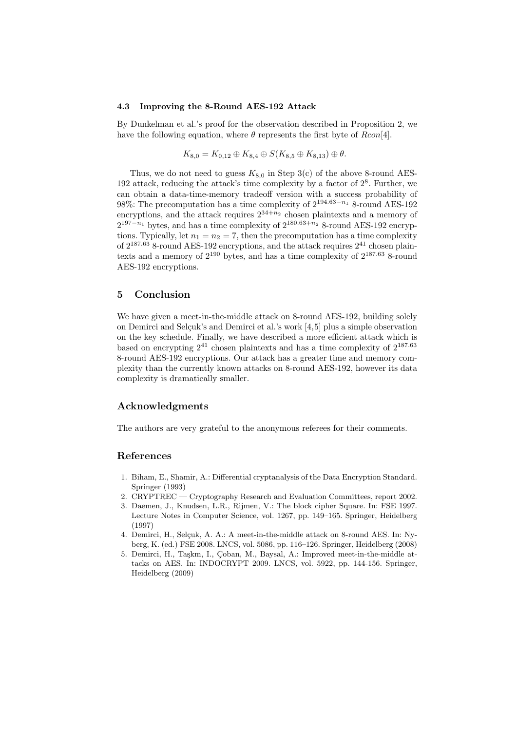### 4.3 Improving the 8-Round AES-192 Attack

By Dunkelman et al.'s proof for the observation described in Proposition 2, we have the following equation, where $\theta$ represents the first byte of $Rcon[4]$.

$$K_{8,0} = K_{0,12} \oplus K_{8,4} \oplus S(K_{8,5} \oplus K_{8,13}) \oplus \theta.$$

Thus, we do not need to guess $K_{8,0}$ in Step 3(c) of the above 8-round AES-192 attack, reducing the attack's time complexity by a factor of $2^8$. Further, we can obtain a data-time-memory tradeoff version with a success probability of 98%: The precomputation has a time complexity of $2^{194.63-n_1}$ 8-round AES-192 encryptions, and the attack requires $2^{34+n_2}$ chosen plaintexts and a memory of $2^{197-n_1}$ bytes, and has a time complexity of $2^{180.63+n_2}$ 8-round AES-192 encryptions. Typically, let $n_1 = n_2 = 7$, then the precomputation has a time complexity of $2^{187.63}$ 8-round AES-192 encryptions, and the attack requires $2^{41}$ chosen plaintexts and a memory of $2^{190}$ bytes, and has a time complexity of $2^{187.63}$ 8-round AES-192 encryptions.

## 5 Conclusion

We have given a meet-in-the-middle attack on 8-round AES-192, building solely on Demirci and Selçuk's and Demirci et al.'s work [4,5] plus a simple observation on the key schedule. Finally, we have described a more efficient attack which is based on encrypting $2^{41}$ chosen plaintexts and has a time complexity of $2^{187.63}$ 8-round AES-192 encryptions. Our attack has a greater time and memory complexity than the currently known attacks on 8-round AES-192, however its data complexity is dramatically smaller.

## Acknowledgments

The authors are very grateful to the anonymous referees for their comments.

## References

1. Biham, E., Shamir, A.: Differential cryptanalysis of the Data Encryption Standard. Springer (1993)
2. CRYPTREC — Cryptography Research and Evaluation Committees, report 2002.
3. Daemen, J., Knudsen, L.R., Rijmen, V.: The block cipher Square. In: FSE 1997. Lecture Notes in Computer Science, vol. 1267, pp. 149–165. Springer, Heidelberg (1997)
4. Demirci, H., Selçuk, A. A.: A meet-in-the-middle attack on 8-round AES. In: Nyberg, K. (ed.) FSE 2008. LNCS, vol. 5086, pp. 116–126. Springer, Heidelberg (2008)
5. Demirci, H., Taşkın, I., Çoban, M., Baysal, A.: Improved meet-in-the-middle attacks on AES. In: INDOCRYPT 2009. LNCS, vol. 5922, pp. 144-156. Springer, Heidelberg (2009)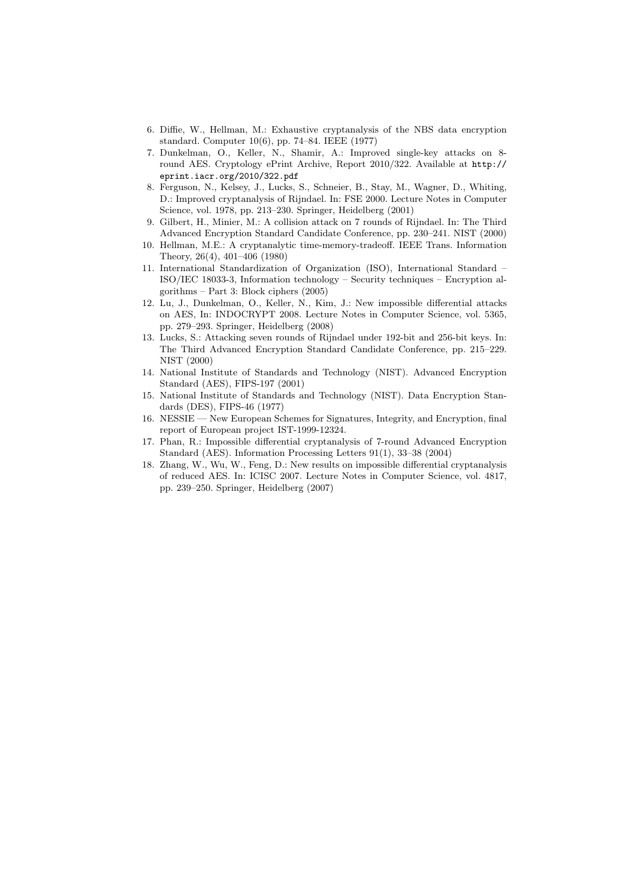6. Diffie, W., Hellman, M.: Exhaustive cryptanalysis of the NBS data encryption standard. Computer 10(6), pp. 74–84. IEEE (1977)
7. Dunkelman, O., Keller, N., Shamir, A.: Improved single-key attacks on 8-round AES. Cryptology ePrint Archive, Report 2010/322. Available at `http://eprint.iacr.org/2010/322.pdf`
8. Ferguson, N., Kelsey, J., Lucks, S., Schneier, B., Stay, M., Wagner, D., Whiting, D.: Improved cryptanalysis of Rijndael. In: FSE 2000. Lecture Notes in Computer Science, vol. 1978, pp. 213–230. Springer, Heidelberg (2001)
9. Gilbert, H., Minier, M.: A collision attack on 7 rounds of Rijndael. In: The Third Advanced Encryption Standard Candidate Conference, pp. 230–241. NIST (2000)
10. Hellman, M.E.: A cryptanalytic time-memory-tradeoff. IEEE Trans. Information Theory, 26(4), 401–406 (1980)
11. International Standardization of Organization (ISO), International Standard – ISO/IEC 18033-3, Information technology – Security techniques – Encryption algorithms – Part 3: Block ciphers (2005)
12. Lu, J., Dunkelman, O., Keller, N., Kim, J.: New impossible differential attacks on AES, In: INDOCRYPT 2008. Lecture Notes in Computer Science, vol. 5365, pp. 279–293. Springer, Heidelberg (2008)
13. Lucks, S.: Attacking seven rounds of Rijndael under 192-bit and 256-bit keys. In: The Third Advanced Encryption Standard Candidate Conference, pp. 215–229. NIST (2000)
14. National Institute of Standards and Technology (NIST). Advanced Encryption Standard (AES), FIPS-197 (2001)
15. National Institute of Standards and Technology (NIST). Data Encryption Standards (DES), FIPS-46 (1977)
16. NESSIE — New European Schemes for Signatures, Integrity, and Encryption, final report of European project IST-1999-12324.
17. Phan, R.: Impossible differential cryptanalysis of 7-round Advanced Encryption Standard (AES). Information Processing Letters 91(1), 33–38 (2004)
18. Zhang, W., Wu, W., Feng, D.: New results on impossible differential cryptanalysis of reduced AES. In: ICISC 2007. Lecture Notes in Computer Science, vol. 4817, pp. 239–250. Springer, Heidelberg (2007)